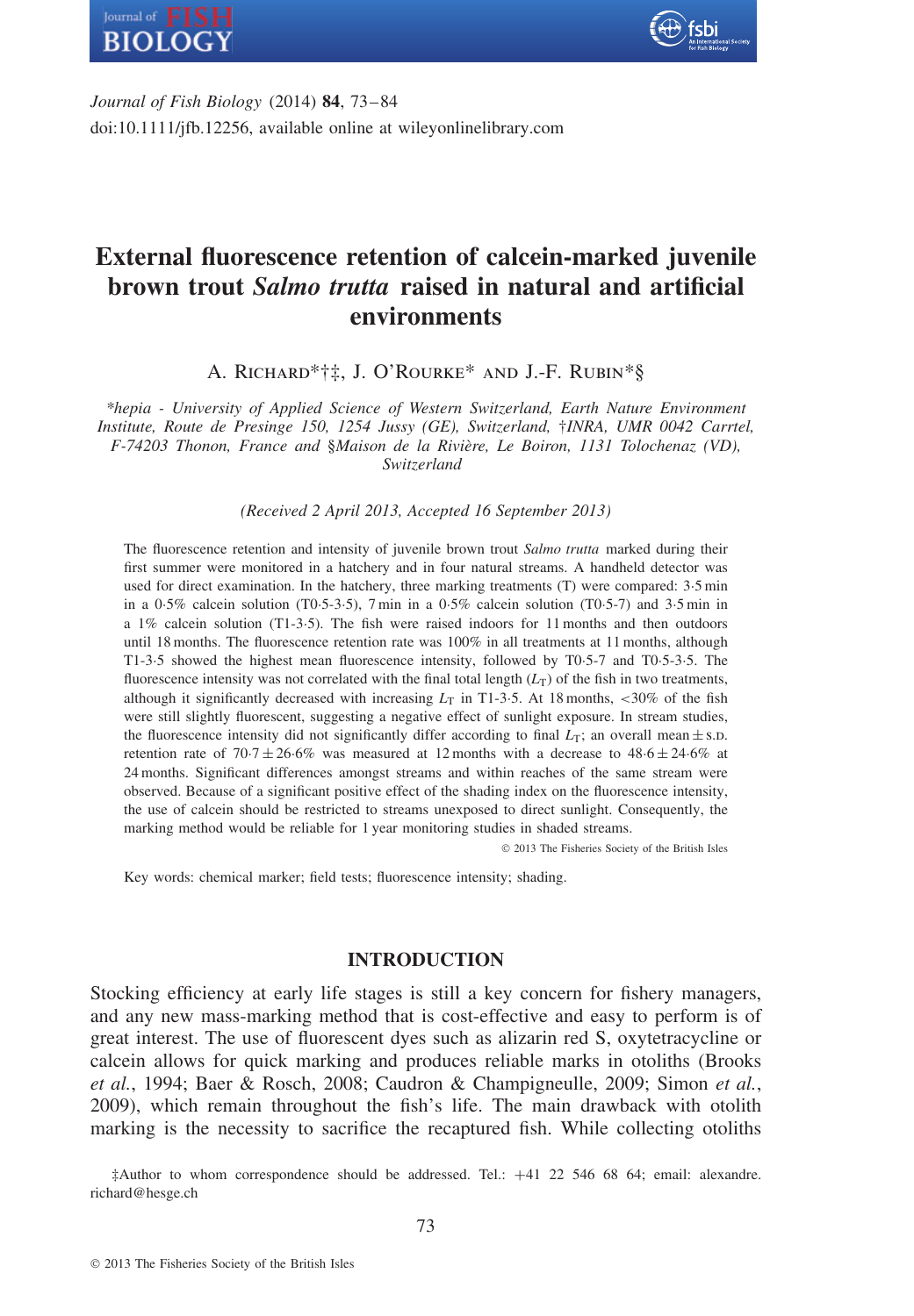# External fluorescence retention of calcein-marked juvenile brown trout *Salmo trutta* raised in natural and artificial environments

A. Richard*†‡, J. O'Rourke* and J.-F. Rubin*§

*\*hepia - University of Applied Science of Western Switzerland, Earth Nature Environment Institute, Route de Presinge 150, 1254 Jussy (GE), Switzerland, †INRA, UMR 0042 Carrtel, F-74203 Thonon, France and §Maison de la Rivière, Le Boiron, 1131 Tolochenaz (VD), Switzerland*

*(Received 2 April 2013, Accepted 16 September 2013)*

The fluorescence retention and intensity of juvenile brown trout *Salmo trutta* marked during their first summer were monitored in a hatchery and in four natural streams. A handheld detector was used for direct examination. In the hatchery, three marking treatments (T) were compared: 3·5 min in a 0·5% calcein solution (T0·5-3·5), 7 min in a 0·5% calcein solution (T0·5-7) and 3·5 min in a 1% calcein solution (T1-3·5). The fish were raised indoors for 11 months and then outdoors until 18 months. The fluorescence retention rate was 100% in all treatments at 11 months, although T1-3·5 showed the highest mean fluorescence intensity, followed by T0·5-7 and T0·5-3·5. The fluorescence intensity was not correlated with the final total length ($L_T$) of the fish in two treatments, although it significantly decreased with increasing $L_T$ in T1-3·5. At 18 months, <30% of the fish were still slightly fluorescent, suggesting a negative effect of sunlight exposure. In stream studies, the fluorescence intensity did not significantly differ according to final $L_T$; an overall mean ± s.d. retention rate of 70·7 ± 26·6% was measured at 12 months with a decrease to 48·6 ± 24·6% at 24 months. Significant differences amongst streams and within reaches of the same stream were observed. Because of a significant positive effect of the shading index on the fluorescence intensity, the use of calcein should be restricted to streams unexposed to direct sunlight. Consequently, the marking method would be reliable for 1 year monitoring studies in shaded streams.

© 2013 The Fisheries Society of the British Isles

Key words: chemical marker; field tests; fluorescence intensity; shading.

## INTRODUCTION

Stocking efficiency at early life stages is still a key concern for fishery managers, and any new mass-marking method that is cost-effective and easy to perform is of great interest. The use of fluorescent dyes such as alizarin red S, oxytetracycline or calcein allows for quick marking and produces reliable marks in otoliths (Brooks *et al.*, 1994; Baer & Rosch, 2008; Caudron & Champigneulle, 2009; Simon *et al.*, 2009), which remain throughout the fish's life. The main drawback with otolith marking is the necessity to sacrifice the recaptured fish. While collecting otoliths

‡Author to whom correspondence should be addressed. Tel.: +41 22 546 68 64; email: alexandre.richard@hesge.ch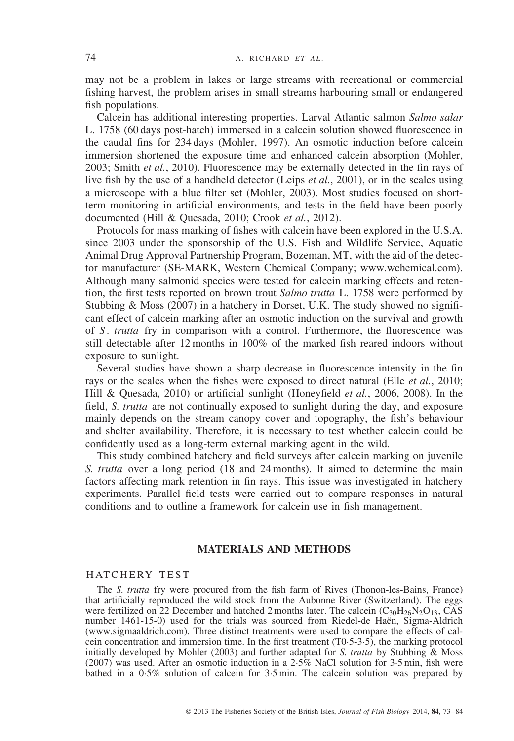may not be a problem in lakes or large streams with recreational or commercial fishing harvest, the problem arises in small streams harbouring small or endangered fish populations.

Calcein has additional interesting properties. Larval Atlantic salmon *Salmo salar* L. 1758 (60 days post-hatch) immersed in a calcein solution showed fluorescence in the caudal fins for 234 days (Mohler, 1997). An osmotic induction before calcein immersion shortened the exposure time and enhanced calcein absorption (Mohler, 2003; Smith *et al.*, 2010). Fluorescence may be externally detected in the fin rays of live fish by the use of a handheld detector (Leips *et al.*, 2001), or in the scales using a microscope with a blue filter set (Mohler, 2003). Most studies focused on short-term monitoring in artificial environments, and tests in the field have been poorly documented (Hill & Quesada, 2010; Crook *et al.*, 2012).

Protocols for mass marking of fishes with calcein have been explored in the U.S.A. since 2003 under the sponsorship of the U.S. Fish and Wildlife Service, Aquatic Animal Drug Approval Partnership Program, Bozeman, MT, with the aid of the detector manufacturer (SE-MARK, Western Chemical Company; www.wchemical.com). Although many salmonid species were tested for calcein marking effects and retention, the first tests reported on brown trout *Salmo trutta* L. 1758 were performed by Stubbing & Moss (2007) in a hatchery in Dorset, U.K. The study showed no significant effect of calcein marking after an osmotic induction on the survival and growth of *S. trutta* fry in comparison with a control. Furthermore, the fluorescence was still detectable after 12 months in 100% of the marked fish reared indoors without exposure to sunlight.

Several studies have shown a sharp decrease in fluorescence intensity in the fin rays or the scales when the fishes were exposed to direct natural (Elle *et al.*, 2010; Hill & Quesada, 2010) or artificial sunlight (Honeyfield *et al.*, 2006, 2008). In the field, *S. trutta* are not continually exposed to sunlight during the day, and exposure mainly depends on the stream canopy cover and topography, the fish's behaviour and shelter availability. Therefore, it is necessary to test whether calcein could be confidently used as a long-term external marking agent in the wild.

This study combined hatchery and field surveys after calcein marking on juvenile *S. trutta* over a long period (18 and 24 months). It aimed to determine the main factors affecting mark retention in fin rays. This issue was investigated in hatchery experiments. Parallel field tests were carried out to compare responses in natural conditions and to outline a framework for calcein use in fish management.

## MATERIALS AND METHODS

### HATCHERY TEST

The *S. trutta* fry were procured from the fish farm of Rives (Thonon-les-Bains, France) that artificially reproduced the wild stock from the Aubonne River (Switzerland). The eggs were fertilized on 22 December and hatched 2 months later. The calcein ($C_{30}H_{26}N_2O_{13}$, CAS number 1461-15-0) used for the trials was sourced from Riedel-de Haën, Sigma-Aldrich (www.sigmaaldrich.com). Three distinct treatments were used to compare the effects of calcein concentration and immersion time. In the first treatment (T0·5-3·5), the marking protocol initially developed by Mohler (2003) and further adapted for *S. trutta* by Stubbing & Moss (2007) was used. After an osmotic induction in a 2·5% NaCl solution for 3·5 min, fish were bathed in a 0·5% solution of calcein for 3·5 min. The calcein solution was prepared by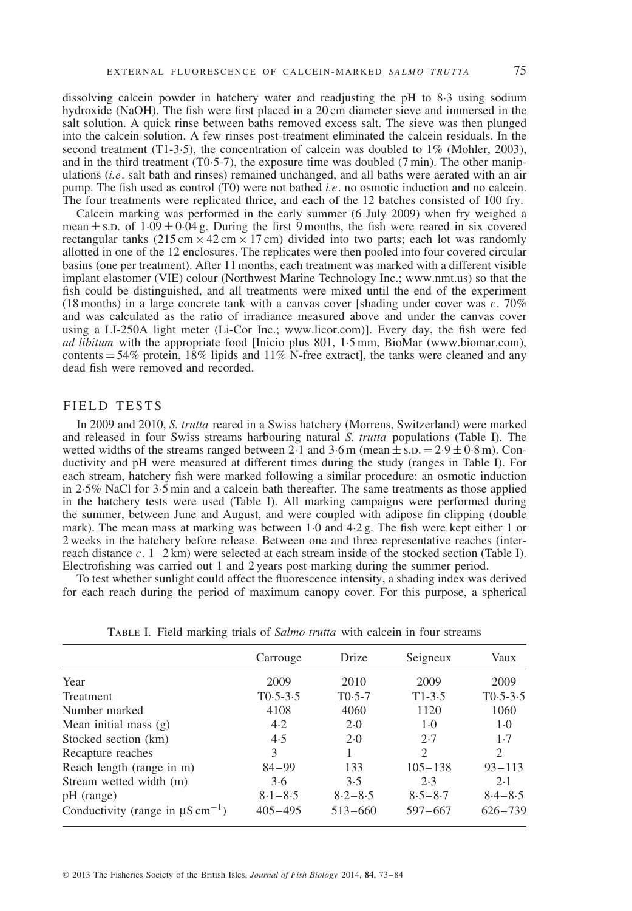dissolving calcein powder in hatchery water and readjusting the pH to 8·3 using sodium hydroxide (NaOH). The fish were first placed in a 20 cm diameter sieve and immersed in the salt solution. A quick rinse between baths removed excess salt. The sieve was then plunged into the calcein solution. A few rinses post-treatment eliminated the calcein residuals. In the second treatment (T1-3·5), the concentration of calcein was doubled to 1% (Mohler, 2003), and in the third treatment (T0·5-7), the exposure time was doubled (7 min). The other manipulations (*i.e*. salt bath and rinses) remained unchanged, and all baths were aerated with an air pump. The fish used as control (T0) were not bathed *i.e*. no osmotic induction and no calcein. The four treatments were replicated thrice, and each of the 12 batches consisted of 100 fry.

Calcein marking was performed in the early summer (6 July 2009) when fry weighed a mean ± s.d. of 1·09 ± 0·04 g. During the first 9 months, the fish were reared in six covered rectangular tanks (215 cm × 42 cm × 17 cm) divided into two parts; each lot was randomly allotted in one of the 12 enclosures. The replicates were then pooled into four covered circular basins (one per treatment). After 11 months, each treatment was marked with a different visible implant elastomer (VIE) colour (Northwest Marine Technology Inc.; www.nmt.us) so that the fish could be distinguished, and all treatments were mixed until the end of the experiment (18 months) in a large concrete tank with a canvas cover [shading under cover was *c*. 70% and was calculated as the ratio of irradiance measured above and under the canvas cover using a LI-250A light meter (Li-Cor Inc.; www.licor.com)]. Every day, the fish were fed *ad libitum* with the appropriate food [Inicio plus 801, 1·5 mm, BioMar (www.biomar.com), contents = 54% protein, 18% lipids and 11% N-free extract], the tanks were cleaned and any dead fish were removed and recorded.

## FIELD TESTS

In 2009 and 2010, *S. trutta* reared in a Swiss hatchery (Morrens, Switzerland) were marked and released in four Swiss streams harbouring natural *S. trutta* populations (Table I). The wetted widths of the streams ranged between 2·1 and 3·6 m (mean ± s.d. = 2·9 ± 0·8 m). Conductivity and pH were measured at different times during the study (ranges in Table I). For each stream, hatchery fish were marked following a similar procedure: an osmotic induction in 2·5% NaCl for 3·5 min and a calcein bath thereafter. The same treatments as those applied in the hatchery tests were used (Table I). All marking campaigns were performed during the summer, between June and August, and were coupled with adipose fin clipping (double mark). The mean mass at marking was between 1·0 and 4·2 g. The fish were kept either 1 or 2 weeks in the hatchery before release. Between one and three representative reaches (inter-reach distance *c*. 1–2 km) were selected at each stream inside of the stocked section (Table I). Electrofishing was carried out 1 and 2 years post-marking during the summer period.

To test whether sunlight could affect the fluorescence intensity, a shading index was derived for each reach during the period of maximum canopy cover. For this purpose, a spherical

Table I. Field marking trials of *Salmo trutta* with calcein in four streams

| | Carrouge | Drize | Seigneux | Vaux |
|---|---|---|---|---|
| Year | 2009 | 2010 | 2009 | 2009 |
| Treatment | T0·5-3·5 | T0·5-7 | T1-3·5 | T0·5-3·5 |
| Number marked | 4108 | 4060 | 1120 | 1060 |
| Mean initial mass (g) | 4·2 | 2·0 | 1·0 | 1·0 |
| Stocked section (km) | 4·5 | 2·0 | 2·7 | 1·7 |
| Recapture reaches | 3 | 1 | 2 | 2 |
| Reach length (range in m) | 84–99 | 133 | 105–138 | 93–113 |
| Stream wetted width (m) | 3·6 | 3·5 | 2·3 | 2·1 |
| pH (range) | 8·1–8·5 | 8·2–8·5 | 8·5–8·7 | 8·4–8·5 |
| Conductivity (range in $\mu S\,cm^{-1}$) | 405–495 | 513–660 | 597–667 | 626–739 |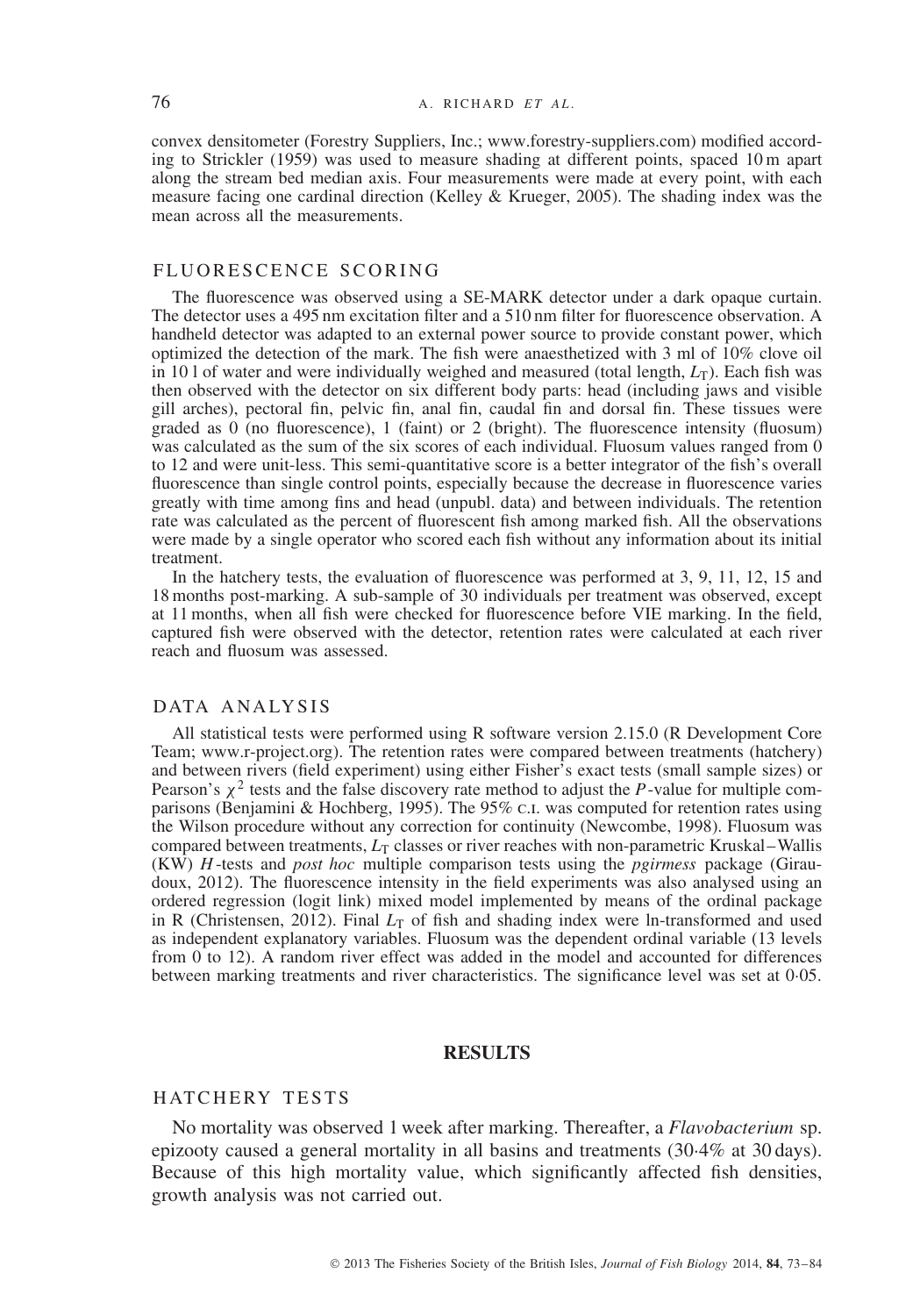convex densitometer (Forestry Suppliers, Inc.; www.forestry-suppliers.com) modified according to Strickler (1959) was used to measure shading at different points, spaced 10 m apart along the stream bed median axis. Four measurements were made at every point, with each measure facing one cardinal direction (Kelley & Krueger, 2005). The shading index was the mean across all the measurements.

## FLUORESCENCE SCORING

The fluorescence was observed using a SE-MARK detector under a dark opaque curtain. The detector uses a 495 nm excitation filter and a 510 nm filter for fluorescence observation. A handheld detector was adapted to an external power source to provide constant power, which optimized the detection of the mark. The fish were anaesthetized with 3 ml of 10% clove oil in 10 l of water and were individually weighed and measured (total length, $L_T$). Each fish was then observed with the detector on six different body parts: head (including jaws and visible gill arches), pectoral fin, pelvic fin, anal fin, caudal fin and dorsal fin. These tissues were graded as 0 (no fluorescence), 1 (faint) or 2 (bright). The fluorescence intensity (fluosum) was calculated as the sum of the six scores of each individual. Fluosum values ranged from 0 to 12 and were unit-less. This semi-quantitative score is a better integrator of the fish's overall fluorescence than single control points, especially because the decrease in fluorescence varies greatly with time among fins and head (unpubl. data) and between individuals. The retention rate was calculated as the percent of fluorescent fish among marked fish. All the observations were made by a single operator who scored each fish without any information about its initial treatment.

In the hatchery tests, the evaluation of fluorescence was performed at 3, 9, 11, 12, 15 and 18 months post-marking. A sub-sample of 30 individuals per treatment was observed, except at 11 months, when all fish were checked for fluorescence before VIE marking. In the field, captured fish were observed with the detector, retention rates were calculated at each river reach and fluosum was assessed.

## DATA ANALYSIS

All statistical tests were performed using R software version 2.15.0 (R Development Core Team; www.r-project.org). The retention rates were compared between treatments (hatchery) and between rivers (field experiment) using either Fisher's exact tests (small sample sizes) or Pearson's $\chi^2$ tests and the false discovery rate method to adjust the $P$-value for multiple comparisons (Benjamini & Hochberg, 1995). The 95% C.I. was computed for retention rates using the Wilson procedure without any correction for continuity (Newcombe, 1998). Fluosum was compared between treatments, $L_T$ classes or river reaches with non-parametric Kruskal–Wallis (KW) $H$-tests and *post hoc* multiple comparison tests using the *pgirmess* package (Giraudoux, 2012). The fluorescence intensity in the field experiments was also analysed using an ordered regression (logit link) mixed model implemented by means of the ordinal package in R (Christensen, 2012). Final $L_T$ of fish and shading index were ln-transformed and used as independent explanatory variables. Fluosum was the dependent ordinal variable (13 levels from 0 to 12). A random river effect was added in the model and accounted for differences between marking treatments and river characteristics. The significance level was set at 0·05.

# RESULTS

## HATCHERY TESTS

No mortality was observed 1 week after marking. Thereafter, a *Flavobacterium* sp. epizooty caused a general mortality in all basins and treatments (30·4% at 30 days). Because of this high mortality value, which significantly affected fish densities, growth analysis was not carried out.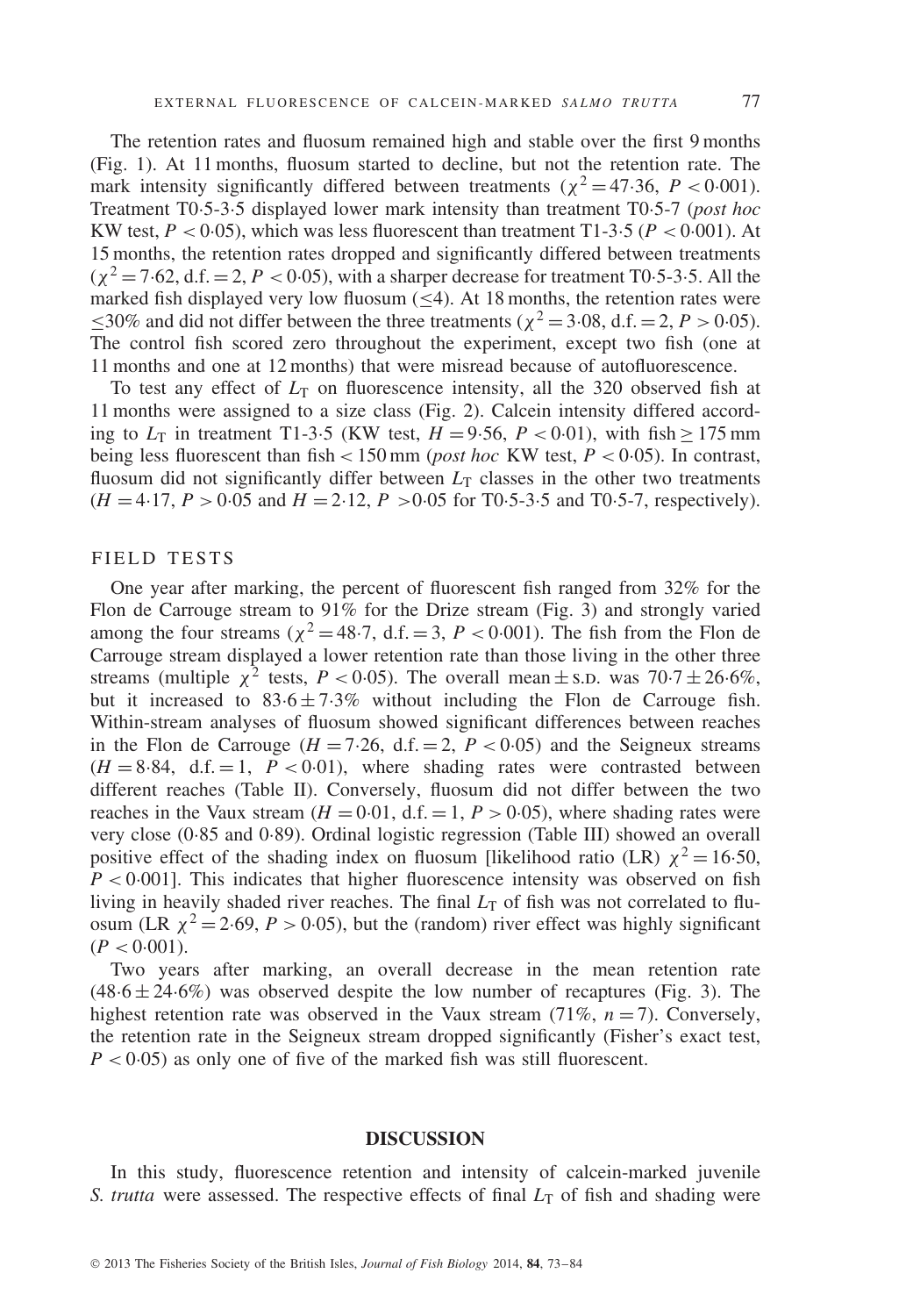The retention rates and fluosum remained high and stable over the first 9 months (Fig. 1). At 11 months, fluosum started to decline, but not the retention rate. The mark intensity significantly differed between treatments ($\chi^2 = 47{\cdot}36$, $P < 0{\cdot}001$). Treatment T0·5-3·5 displayed lower mark intensity than treatment T0·5-7 (*post hoc* KW test, $P < 0{\cdot}05$), which was less fluorescent than treatment T1-3·5 ($P < 0{\cdot}001$). At 15 months, the retention rates dropped and significantly differed between treatments ($\chi^2 = 7{\cdot}62$, d.f. = 2, $P < 0{\cdot}05$), with a sharper decrease for treatment T0·5-3·5. All the marked fish displayed very low fluosum ($\leq 4$). At 18 months, the retention rates were $\leq 30\%$ and did not differ between the three treatments ($\chi^2 = 3{\cdot}08$, d.f. = 2, $P > 0{\cdot}05$). The control fish scored zero throughout the experiment, except two fish (one at 11 months and one at 12 months) that were misread because of autofluorescence.

To test any effect of $L_T$ on fluorescence intensity, all the 320 observed fish at 11 months were assigned to a size class (Fig. 2). Calcein intensity differed according to $L_T$ in treatment T1-3·5 (KW test, $H = 9{\cdot}56$, $P < 0{\cdot}01$), with fish $\geq 175$ mm being less fluorescent than fish $< 150$ mm (*post hoc* KW test, $P < 0{\cdot}05$). In contrast, fluosum did not significantly differ between $L_T$ classes in the other two treatments ($H = 4{\cdot}17$, $P > 0{\cdot}05$ and $H = 2{\cdot}12$, $P > 0{\cdot}05$ for T0·5-3·5 and T0·5-7, respectively).

### FIELD TESTS

One year after marking, the percent of fluorescent fish ranged from 32% for the Flon de Carrouge stream to 91% for the Drize stream (Fig. 3) and strongly varied among the four streams ($\chi^2 = 48{\cdot}7$, d.f. = 3, $P < 0{\cdot}001$). The fish from the Flon de Carrouge stream displayed a lower retention rate than those living in the other three streams (multiple $\chi^2$ tests, $P < 0{\cdot}05$). The overall mean ± s.d. was $70{\cdot}7 \pm 26{\cdot}6\%$, but it increased to $83{\cdot}6 \pm 7{\cdot}3\%$ without including the Flon de Carrouge fish. Within-stream analyses of fluosum showed significant differences between reaches in the Flon de Carrouge ($H = 7{\cdot}26$, d.f. = 2, $P < 0{\cdot}05$) and the Seigneux streams ($H = 8{\cdot}84$, d.f. = 1, $P < 0{\cdot}01$), where shading rates were contrasted between different reaches (Table II). Conversely, fluosum did not differ between the two reaches in the Vaux stream ($H = 0{\cdot}01$, d.f. = 1, $P > 0{\cdot}05$), where shading rates were very close (0·85 and 0·89). Ordinal logistic regression (Table III) showed an overall positive effect of the shading index on fluosum [likelihood ratio (LR) $\chi^2 = 16{\cdot}50$, $P < 0{\cdot}001$]. This indicates that higher fluorescence intensity was observed on fish living in heavily shaded river reaches. The final $L_T$ of fish was not correlated to fluosum (LR $\chi^2 = 2{\cdot}69$, $P > 0{\cdot}05$), but the (random) river effect was highly significant ($P < 0{\cdot}001$).

Two years after marking, an overall decrease in the mean retention rate ($48{\cdot}6 \pm 24{\cdot}6\%$) was observed despite the low number of recaptures (Fig. 3). The highest retention rate was observed in the Vaux stream (71%, $n = 7$). Conversely, the retention rate in the Seigneux stream dropped significantly (Fisher's exact test, $P < 0{\cdot}05$) as only one of five of the marked fish was still fluorescent.

## DISCUSSION

In this study, fluorescence retention and intensity of calcein-marked juvenile *S. trutta* were assessed. The respective effects of final $L_T$ of fish and shading were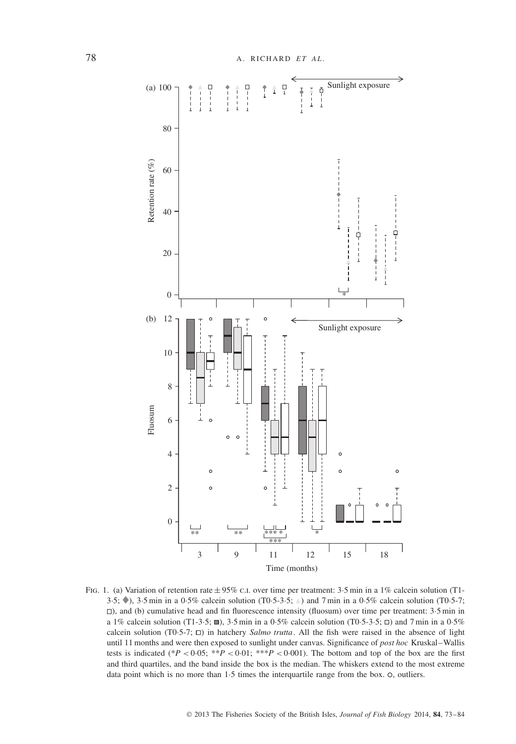FIG. 1. (a) Variation of retention rate ± 95% C.I. over time per treatment: 3·5 min in a 1% calcein solution (T1-3·5; ◆), 3·5 min in a 0·5% calcein solution (T0·5-3·5; ▲) and 7 min in a 0·5% calcein solution (T0·5-7; □), and (b) cumulative head and fin fluorescence intensity (fluosum) over time per treatment: 3·5 min in a 1% calcein solution (T1-3·5; ■), 3·5 min in a 0·5% calcein solution (T0·5-3·5; □) and 7 min in a 0·5% calcein solution (T0·5-7; □) in hatchery *Salmo trutta*. All the fish were raised in the absence of light until 11 months and were then exposed to sunlight under canvas. Significance of *post hoc* Kruskal–Wallis tests is indicated (\*$P < 0·05$; \*\*$P < 0·01$; \*\*\*$P < 0·001$). The bottom and top of the box are the first and third quartiles, and the band inside the box is the median. The whiskers extend to the most extreme data point which is no more than 1·5 times the interquartile range from the box. ○, outliers.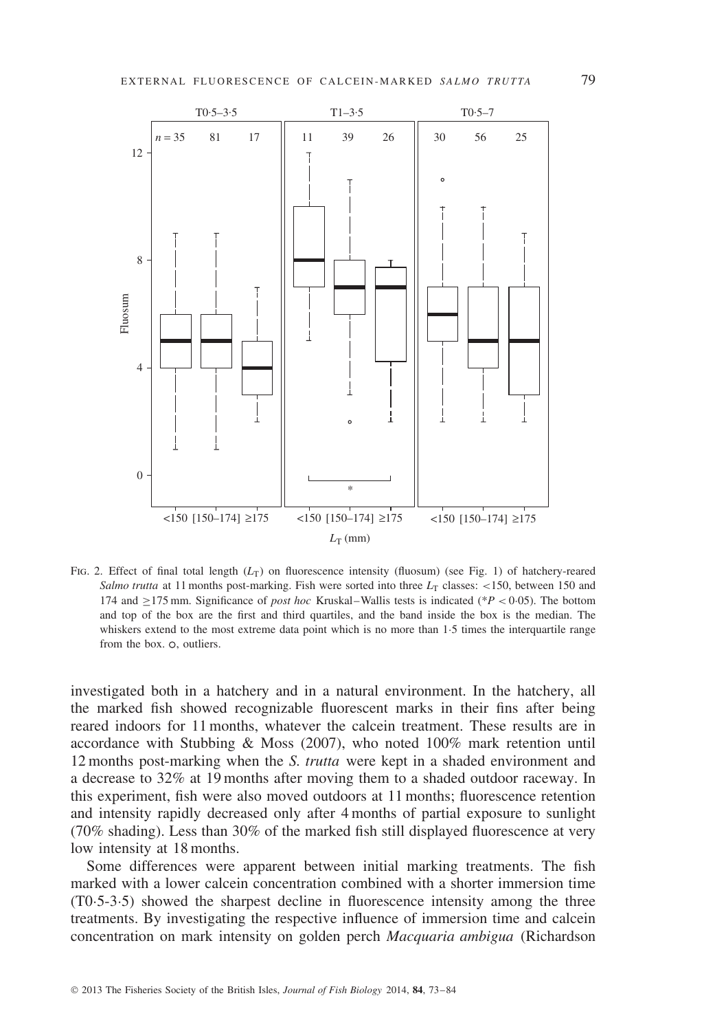Fig. 2. Effect of final total length ($L_T$) on fluorescence intensity (fluosum) (see Fig. 1) of hatchery-reared *Salmo trutta* at 11 months post-marking. Fish were sorted into three $L_T$ classes: <150, between 150 and 174 and ≥175 mm. Significance of *post hoc* Kruskal–Wallis tests is indicated (*$P < 0.05$). The bottom and top of the box are the first and third quartiles, and the band inside the box is the median. The whiskers extend to the most extreme data point which is no more than 1·5 times the interquartile range from the box. ○, outliers.

investigated both in a hatchery and in a natural environment. In the hatchery, all the marked fish showed recognizable fluorescent marks in their fins after being reared indoors for 11 months, whatever the calcein treatment. These results are in accordance with Stubbing & Moss (2007), who noted 100% mark retention until 12 months post-marking when the *S. trutta* were kept in a shaded environment and a decrease to 32% at 19 months after moving them to a shaded outdoor raceway. In this experiment, fish were also moved outdoors at 11 months; fluorescence retention and intensity rapidly decreased only after 4 months of partial exposure to sunlight (70% shading). Less than 30% of the marked fish still displayed fluorescence at very low intensity at 18 months.

Some differences were apparent between initial marking treatments. The fish marked with a lower calcein concentration combined with a shorter immersion time (T0·5-3·5) showed the sharpest decline in fluorescence intensity among the three treatments. By investigating the respective influence of immersion time and calcein concentration on mark intensity on golden perch *Macquaria ambigua* (Richardson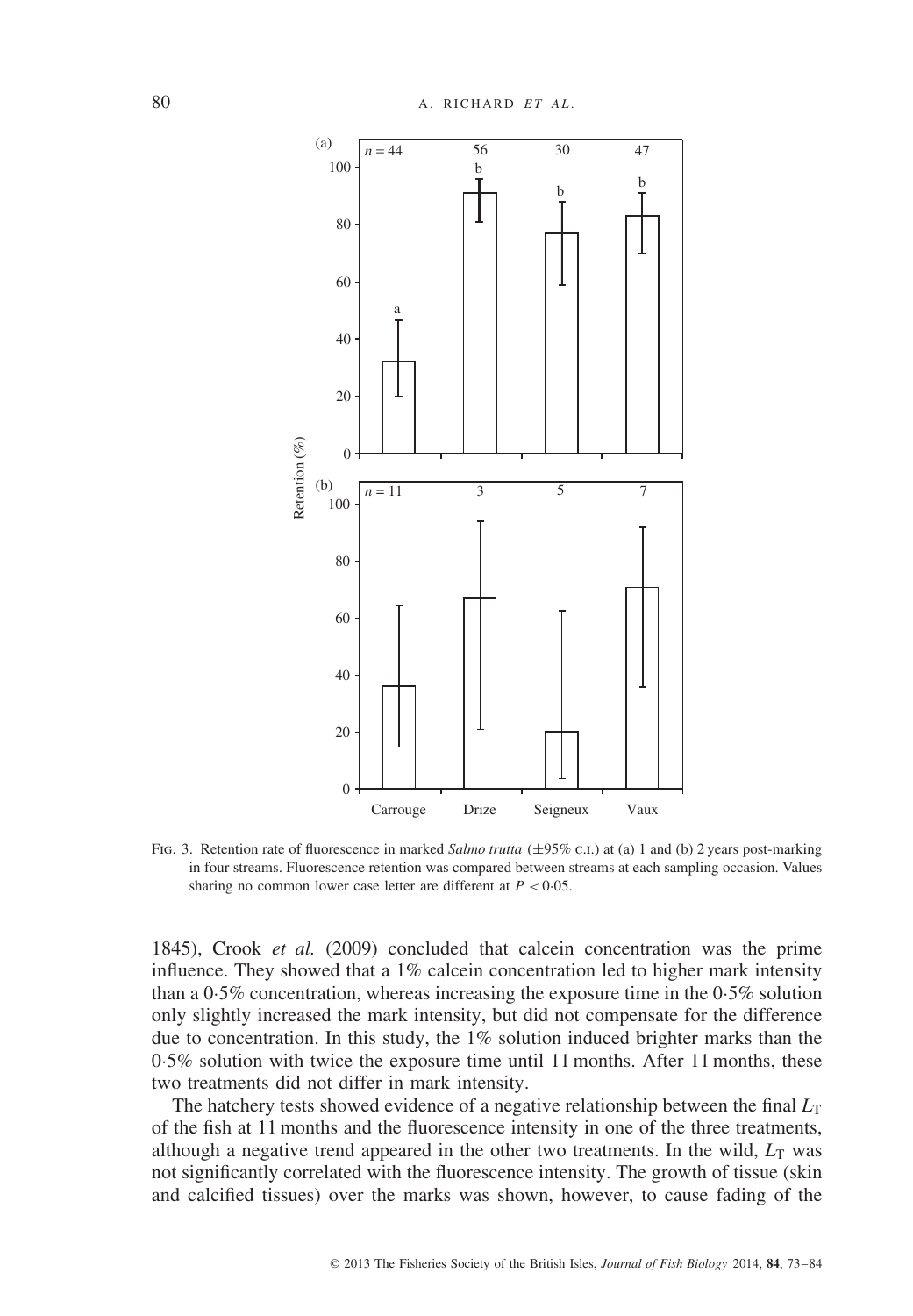FIG. 3. Retention rate of fluorescence in marked *Salmo trutta* (±95% C.I.) at (a) 1 and (b) 2 years post-marking in four streams. Fluorescence retention was compared between streams at each sampling occasion. Values sharing no common lower case letter are different at $P < 0{\cdot}05$.

1845), Crook *et al.* (2009) concluded that calcein concentration was the prime influence. They showed that a 1% calcein concentration led to higher mark intensity than a 0·5% concentration, whereas increasing the exposure time in the 0·5% solution only slightly increased the mark intensity, but did not compensate for the difference due to concentration. In this study, the 1% solution induced brighter marks than the 0·5% solution with twice the exposure time until 11 months. After 11 months, these two treatments did not differ in mark intensity.

The hatchery tests showed evidence of a negative relationship between the final $L_T$ of the fish at 11 months and the fluorescence intensity in one of the three treatments, although a negative trend appeared in the other two treatments. In the wild, $L_T$ was not significantly correlated with the fluorescence intensity. The growth of tissue (skin and calcified tissues) over the marks was shown, however, to cause fading of the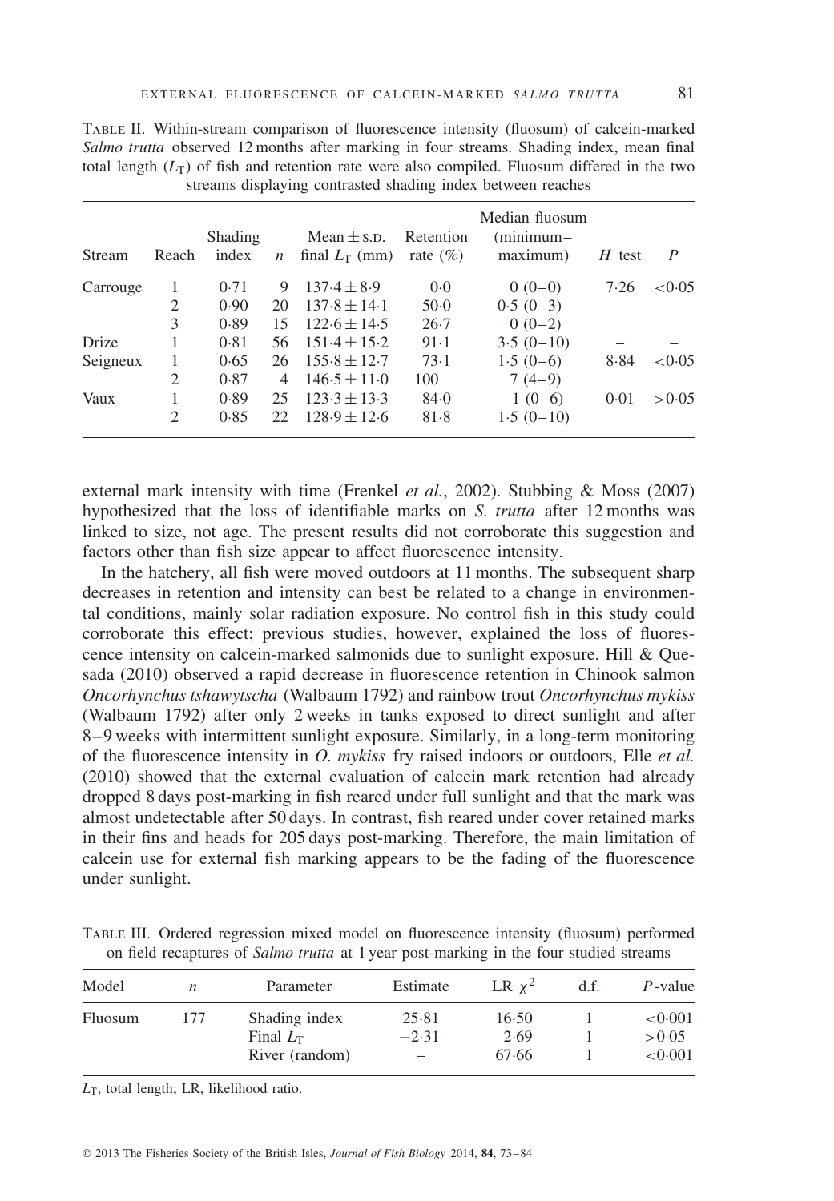Table II. Within-stream comparison of fluorescence intensity (fluosum) of calcein-marked *Salmo trutta* observed 12 months after marking in four streams. Shading index, mean final total length ($L_T$) of fish and retention rate were also compiled. Fluosum differed in the two streams displaying contrasted shading index between reaches

| Stream | Reach | Shading index | $n$ | Mean ± s.d. final $L_T$ (mm) | Retention rate (%) | Median fluosum (minimum–maximum) | $H$ test | $P$ |
|---|---|---|---|---|---|---|---|---|
| Carrouge | 1 | 0·71 | 9 | 137·4 ± 8·9 | 0·0 | 0 (0–0) | 7·26 | <0·05 |
| | 2 | 0·90 | 20 | 137·8 ± 14·1 | 50·0 | 0·5 (0–3) | | |
| | 3 | 0·89 | 15 | 122·6 ± 14·5 | 26·7 | 0 (0–2) | | |
| Drize | 1 | 0·81 | 56 | 151·4 ± 15·2 | 91·1 | 3·5 (0–10) | – | – |
| Seigneux | 1 | 0·65 | 26 | 155·8 ± 12·7 | 73·1 | 1·5 (0–6) | 8·84 | <0·05 |
| | 2 | 0·87 | 4 | 146·5 ± 11·0 | 100 | 7 (4–9) | | |
| Vaux | 1 | 0·89 | 25 | 123·3 ± 13·3 | 84·0 | 1 (0–6) | 0·01 | >0·05 |
| | 2 | 0·85 | 22 | 128·9 ± 12·6 | 81·8 | 1·5 (0–10) | | |

external mark intensity with time (Frenkel *et al.*, 2002). Stubbing & Moss (2007) hypothesized that the loss of identifiable marks on *S. trutta* after 12 months was linked to size, not age. The present results did not corroborate this suggestion and factors other than fish size appear to affect fluorescence intensity.

In the hatchery, all fish were moved outdoors at 11 months. The subsequent sharp decreases in retention and intensity can best be related to a change in environmental conditions, mainly solar radiation exposure. No control fish in this study could corroborate this effect; previous studies, however, explained the loss of fluorescence intensity on calcein-marked salmonids due to sunlight exposure. Hill & Quesada (2010) observed a rapid decrease in fluorescence retention in Chinook salmon *Oncorhynchus tshawytscha* (Walbaum 1792) and rainbow trout *Oncorhynchus mykiss* (Walbaum 1792) after only 2 weeks in tanks exposed to direct sunlight and after 8–9 weeks with intermittent sunlight exposure. Similarly, in a long-term monitoring of the fluorescence intensity in *O. mykiss* fry raised indoors or outdoors, Elle *et al.* (2010) showed that the external evaluation of calcein mark retention had already dropped 8 days post-marking in fish reared under full sunlight and that the mark was almost undetectable after 50 days. In contrast, fish reared under cover retained marks in their fins and heads for 205 days post-marking. Therefore, the main limitation of calcein use for external fish marking appears to be the fading of the fluorescence under sunlight.

Table III. Ordered regression mixed model on fluorescence intensity (fluosum) performed on field recaptures of *Salmo trutta* at 1 year post-marking in the four studied streams

| Model | $n$ | Parameter | Estimate | LR $\chi^2$ | d.f. | $P$-value |
|---|---|---|---|---|---|---|
| Fluosum | 177 | Shading index | 25·81 | 16·50 | 1 | <0·001 |
| | | Final $L_T$ | −2·31 | 2·69 | 1 | >0·05 |
| | | River (random) | – | 67·66 | 1 | <0·001 |

$L_T$, total length; LR, likelihood ratio.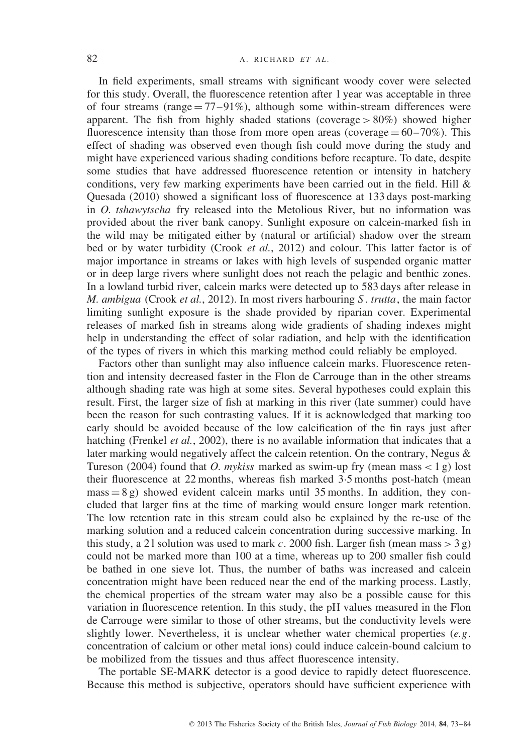In field experiments, small streams with significant woody cover were selected for this study. Overall, the fluorescence retention after 1 year was acceptable in three of four streams (range = 77–91%), although some within-stream differences were apparent. The fish from highly shaded stations (coverage > 80%) showed higher fluorescence intensity than those from more open areas (coverage = 60–70%). This effect of shading was observed even though fish could move during the study and might have experienced various shading conditions before recapture. To date, despite some studies that have addressed fluorescence retention or intensity in hatchery conditions, very few marking experiments have been carried out in the field. Hill & Quesada (2010) showed a significant loss of fluorescence at 133 days post-marking in *O. tshawytscha* fry released into the Metolious River, but no information was provided about the river bank canopy. Sunlight exposure on calcein-marked fish in the wild may be mitigated either by (natural or artificial) shadow over the stream bed or by water turbidity (Crook *et al.*, 2012) and colour. This latter factor is of major importance in streams or lakes with high levels of suspended organic matter or in deep large rivers where sunlight does not reach the pelagic and benthic zones. In a lowland turbid river, calcein marks were detected up to 583 days after release in *M. ambigua* (Crook *et al.*, 2012). In most rivers harbouring *S. trutta*, the main factor limiting sunlight exposure is the shade provided by riparian cover. Experimental releases of marked fish in streams along wide gradients of shading indexes might help in understanding the effect of solar radiation, and help with the identification of the types of rivers in which this marking method could reliably be employed.

Factors other than sunlight may also influence calcein marks. Fluorescence retention and intensity decreased faster in the Flon de Carrouge than in the other streams although shading rate was high at some sites. Several hypotheses could explain this result. First, the larger size of fish at marking in this river (late summer) could have been the reason for such contrasting values. If it is acknowledged that marking too early should be avoided because of the low calcification of the fin rays just after hatching (Frenkel *et al.*, 2002), there is no available information that indicates that a later marking would negatively affect the calcein retention. On the contrary, Negus & Tureson (2004) found that *O. mykiss* marked as swim-up fry (mean mass < 1 g) lost their fluorescence at 22 months, whereas fish marked 3·5 months post-hatch (mean mass = 8 g) showed evident calcein marks until 35 months. In addition, they concluded that larger fins at the time of marking would ensure longer mark retention. The low retention rate in this stream could also be explained by the re-use of the marking solution and a reduced calcein concentration during successive marking. In this study, a 2 l solution was used to mark *c.* 2000 fish. Larger fish (mean mass > 3 g) could not be marked more than 100 at a time, whereas up to 200 smaller fish could be bathed in one sieve lot. Thus, the number of baths was increased and calcein concentration might have been reduced near the end of the marking process. Lastly, the chemical properties of the stream water may also be a possible cause for this variation in fluorescence retention. In this study, the pH values measured in the Flon de Carrouge were similar to those of other streams, but the conductivity levels were slightly lower. Nevertheless, it is unclear whether water chemical properties (*e.g.* concentration of calcium or other metal ions) could induce calcein-bound calcium to be mobilized from the tissues and thus affect fluorescence intensity.

The portable SE-MARK detector is a good device to rapidly detect fluorescence. Because this method is subjective, operators should have sufficient experience with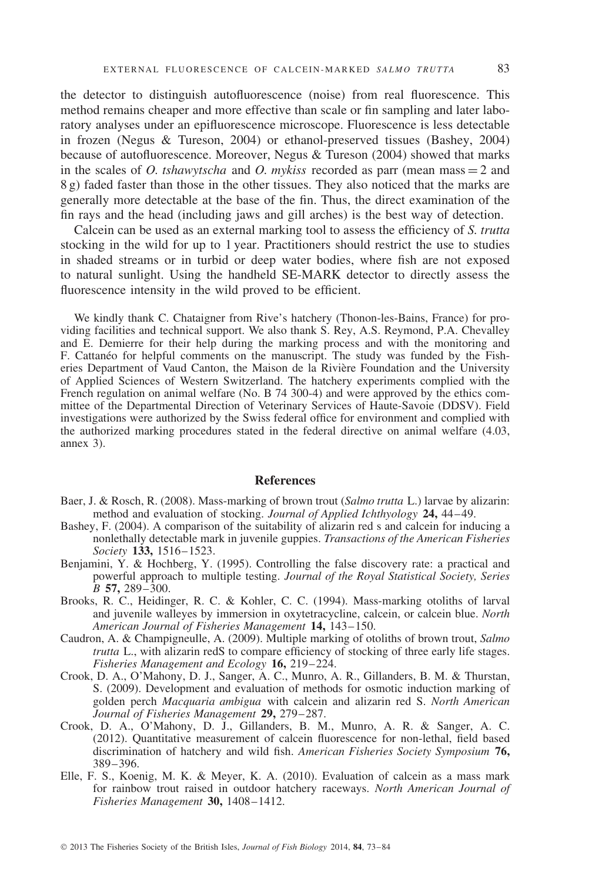the detector to distinguish autofluorescence (noise) from real fluorescence. This method remains cheaper and more effective than scale or fin sampling and later laboratory analyses under an epifluorescence microscope. Fluorescence is less detectable in frozen (Negus & Tureson, 2004) or ethanol-preserved tissues (Bashey, 2004) because of autofluorescence. Moreover, Negus & Tureson (2004) showed that marks in the scales of *O. tshawytscha* and *O. mykiss* recorded as parr (mean mass = 2 and 8 g) faded faster than those in the other tissues. They also noticed that the marks are generally more detectable at the base of the fin. Thus, the direct examination of the fin rays and the head (including jaws and gill arches) is the best way of detection.

Calcein can be used as an external marking tool to assess the efficiency of *S. trutta* stocking in the wild for up to 1 year. Practitioners should restrict the use to studies in shaded streams or in turbid or deep water bodies, where fish are not exposed to natural sunlight. Using the handheld SE-MARK detector to directly assess the fluorescence intensity in the wild proved to be efficient.

We kindly thank C. Chataigner from Rive's hatchery (Thonon-les-Bains, France) for providing facilities and technical support. We also thank S. Rey, A.S. Reymond, P.A. Chevalley and E. Demierre for their help during the marking process and with the monitoring and F. Cattanéo for helpful comments on the manuscript. The study was funded by the Fisheries Department of Vaud Canton, the Maison de la Rivière Foundation and the University of Applied Sciences of Western Switzerland. The hatchery experiments complied with the French regulation on animal welfare (No. B 74 300-4) and were approved by the ethics committee of the Departmental Direction of Veterinary Services of Haute-Savoie (DDSV). Field investigations were authorized by the Swiss federal office for environment and complied with the authorized marking procedures stated in the federal directive on animal welfare (4.03, annex 3).

## References

Baer, J. & Rosch, R. (2008). Mass-marking of brown trout (*Salmo trutta* L.) larvae by alizarin: method and evaluation of stocking. *Journal of Applied Ichthyology* **24,** 44–49.

Bashey, F. (2004). A comparison of the suitability of alizarin red s and calcein for inducing a nonlethally detectable mark in juvenile guppies. *Transactions of the American Fisheries Society* **133,** 1516–1523.

Benjamini, Y. & Hochberg, Y. (1995). Controlling the false discovery rate: a practical and powerful approach to multiple testing. *Journal of the Royal Statistical Society, Series B* **57,** 289–300.

Brooks, R. C., Heidinger, R. C. & Kohler, C. C. (1994). Mass-marking otoliths of larval and juvenile walleyes by immersion in oxytetracycline, calcein, or calcein blue. *North American Journal of Fisheries Management* **14,** 143–150.

Caudron, A. & Champigneulle, A. (2009). Multiple marking of otoliths of brown trout, *Salmo trutta* L., with alizarin redS to compare efficiency of stocking of three early life stages. *Fisheries Management and Ecology* **16,** 219–224.

Crook, D. A., O'Mahony, D. J., Sanger, A. C., Munro, A. R., Gillanders, B. M. & Thurstan, S. (2009). Development and evaluation of methods for osmotic induction marking of golden perch *Macquaria ambigua* with calcein and alizarin red S. *North American Journal of Fisheries Management* **29,** 279–287.

Crook, D. A., O'Mahony, D. J., Gillanders, B. M., Munro, A. R. & Sanger, A. C. (2012). Quantitative measurement of calcein fluorescence for non-lethal, field based discrimination of hatchery and wild fish. *American Fisheries Society Symposium* **76,** 389–396.

Elle, F. S., Koenig, M. K. & Meyer, K. A. (2010). Evaluation of calcein as a mass mark for rainbow trout raised in outdoor hatchery raceways. *North American Journal of Fisheries Management* **30,** 1408–1412.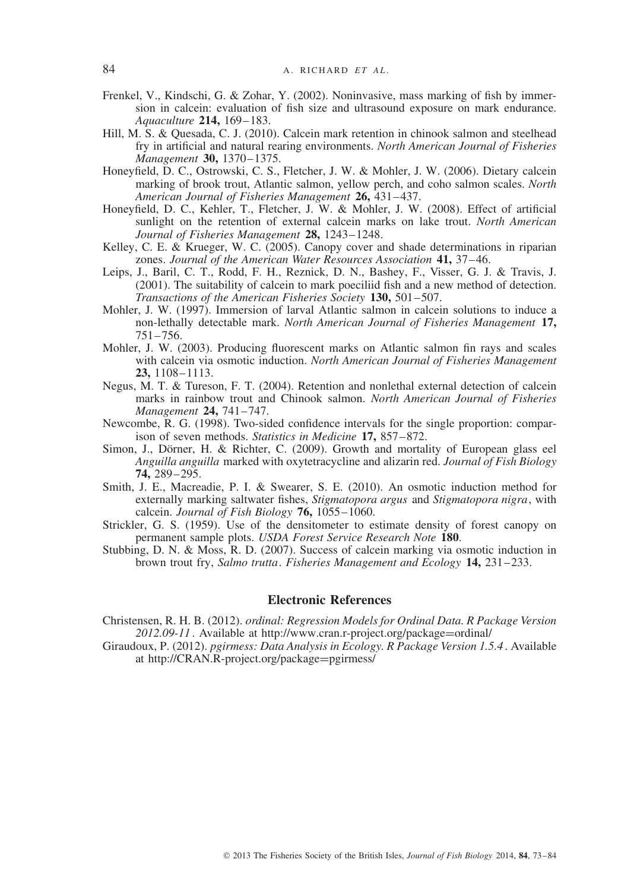Frenkel, V., Kindschi, G. & Zohar, Y. (2002). Noninvasive, mass marking of fish by immersion in calcein: evaluation of fish size and ultrasound exposure on mark endurance. *Aquaculture* **214,** 169–183.

Hill, M. S. & Quesada, C. J. (2010). Calcein mark retention in chinook salmon and steelhead fry in artificial and natural rearing environments. *North American Journal of Fisheries Management* **30,** 1370–1375.

Honeyfield, D. C., Ostrowski, C. S., Fletcher, J. W. & Mohler, J. W. (2006). Dietary calcein marking of brook trout, Atlantic salmon, yellow perch, and coho salmon scales. *North American Journal of Fisheries Management* **26,** 431–437.

Honeyfield, D. C., Kehler, T., Fletcher, J. W. & Mohler, J. W. (2008). Effect of artificial sunlight on the retention of external calcein marks on lake trout. *North American Journal of Fisheries Management* **28,** 1243–1248.

Kelley, C. E. & Krueger, W. C. (2005). Canopy cover and shade determinations in riparian zones. *Journal of the American Water Resources Association* **41,** 37–46.

Leips, J., Baril, C. T., Rodd, F. H., Reznick, D. N., Bashey, F., Visser, G. J. & Travis, J. (2001). The suitability of calcein to mark poeciliid fish and a new method of detection. *Transactions of the American Fisheries Society* **130,** 501–507.

Mohler, J. W. (1997). Immersion of larval Atlantic salmon in calcein solutions to induce a non-lethally detectable mark. *North American Journal of Fisheries Management* **17,** 751–756.

Mohler, J. W. (2003). Producing fluorescent marks on Atlantic salmon fin rays and scales with calcein via osmotic induction. *North American Journal of Fisheries Management* **23,** 1108–1113.

Negus, M. T. & Tureson, F. T. (2004). Retention and nonlethal external detection of calcein marks in rainbow trout and Chinook salmon. *North American Journal of Fisheries Management* **24,** 741–747.

Newcombe, R. G. (1998). Two-sided confidence intervals for the single proportion: comparison of seven methods. *Statistics in Medicine* **17,** 857–872.

Simon, J., Dörner, H. & Richter, C. (2009). Growth and mortality of European glass eel *Anguilla anguilla* marked with oxytetracycline and alizarin red. *Journal of Fish Biology* **74,** 289–295.

Smith, J. E., Macreadie, P. I. & Swearer, S. E. (2010). An osmotic induction method for externally marking saltwater fishes, *Stigmatopora argus* and *Stigmatopora nigra*, with calcein. *Journal of Fish Biology* **76,** 1055–1060.

Strickler, G. S. (1959). Use of the densitometer to estimate density of forest canopy on permanent sample plots. *USDA Forest Service Research Note* **180**.

Stubbing, D. N. & Moss, R. D. (2007). Success of calcein marking via osmotic induction in brown trout fry, *Salmo trutta*. *Fisheries Management and Ecology* **14,** 231–233.

## Electronic References

Christensen, R. H. B. (2012). *ordinal: Regression Models for Ordinal Data. R Package Version 2012.09-11*. Available at http://www.cran.r-project.org/package=ordinal/

Giraudoux, P. (2012). *pgirmess: Data Analysis in Ecology. R Package Version 1.5.4*. Available at http://CRAN.R-project.org/package=pgirmess/